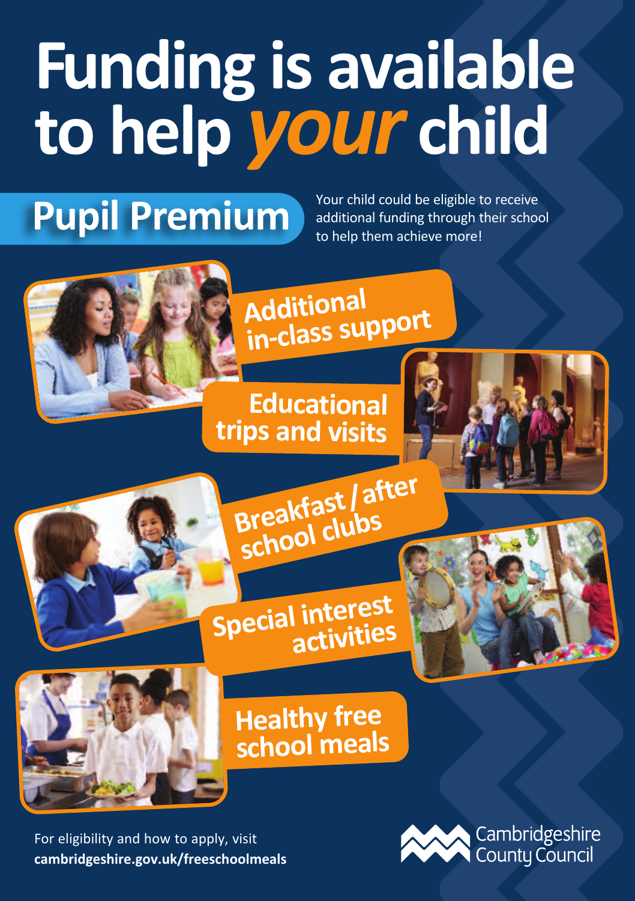# Funding is available to help *your* child

## Pupil Premium

Your child could be eligible to receive additional funding through their school to help them achieve more!

- **Additional in-class support**
- **Educational trips and visits**
- **Breakfast / after school clubs**
- **Special interest activities**
- **Healthy free school meals**

For eligibility and how to apply, visit
**cambridgeshire.gov.uk/freeschoolmeals**

Cambridgeshire County Council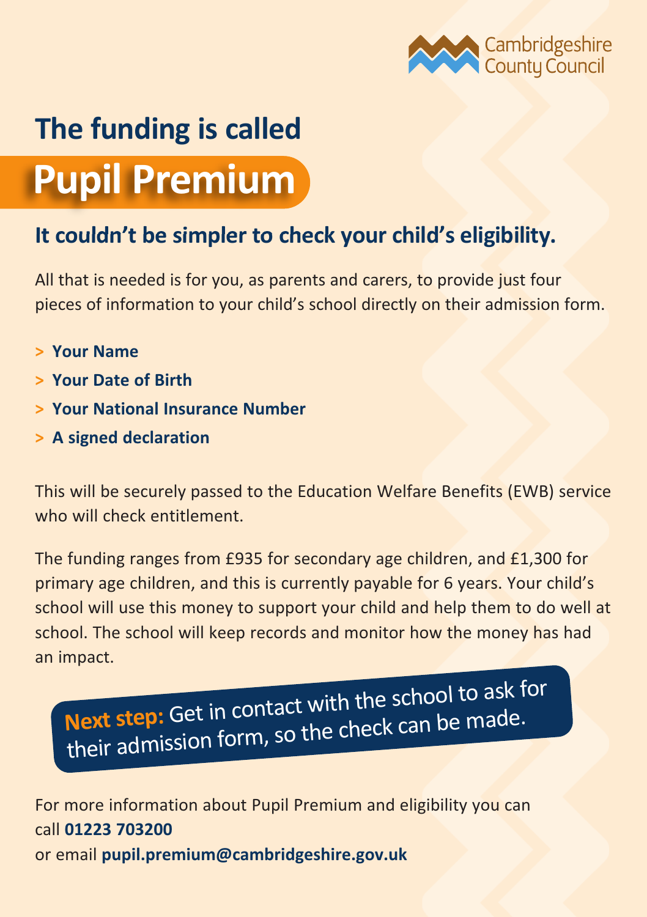Cambridgeshire County Council

# The funding is called

# Pupil Premium

## It couldn't be simpler to check your child's eligibility.

All that is needed is for you, as parents and carers, to provide just four pieces of information to your child's school directly on their admission form.

- **Your Name**
- **Your Date of Birth**
- **Your National Insurance Number**
- **A signed declaration**

This will be securely passed to the Education Welfare Benefits (EWB) service who will check entitlement.

The funding ranges from £935 for secondary age children, and £1,300 for primary age children, and this is currently payable for 6 years. Your child's school will use this money to support your child and help them to do well at school. The school will keep records and monitor how the money has had an impact.

**Next step:** Get in contact with the school to ask for their admission form, so the check can be made.

For more information about Pupil Premium and eligibility you can call **01223 703200**
or email **pupil.premium@cambridgeshire.gov.uk**